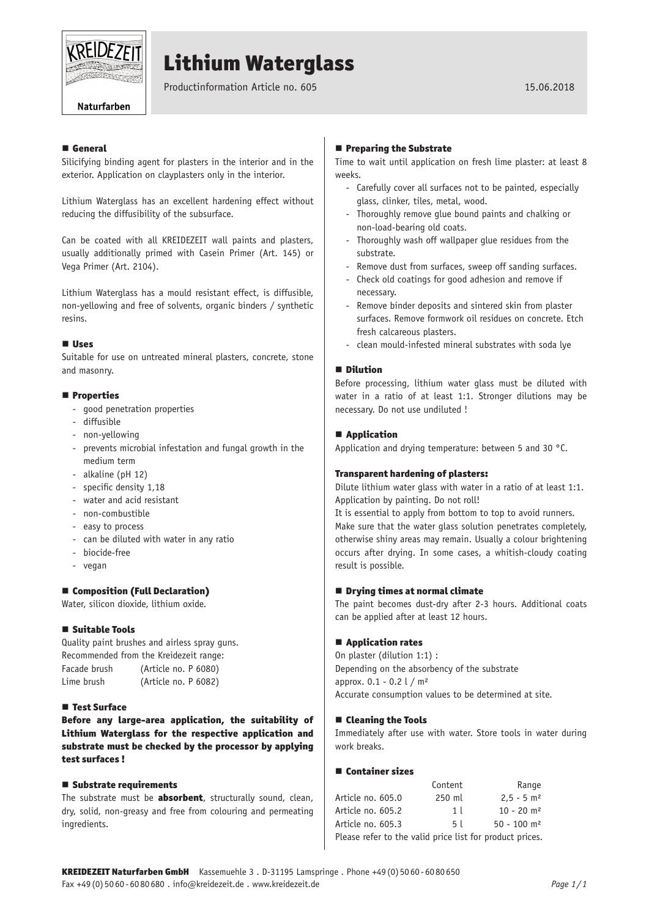KREIDEZEIT

Naturfarben

# Lithium Waterglass

Productinformation Article no. 605

15.06.2018

## General

Silicifying binding agent for plasters in the interior and in the exterior. Application on clayplasters only in the interior.

Lithium Waterglass has an excellent hardening effect without reducing the diffusibility of the subsurface.

Can be coated with all KREIDEZEIT wall paints and plasters, usually additionally primed with Casein Primer (Art. 145) or Vega Primer (Art. 2104).

Lithium Waterglass has a mould resistant effect, is diffusible, non-yellowing and free of solvents, organic binders / synthetic resins.

## Uses

Suitable for use on untreated mineral plasters, concrete, stone and masonry.

## Properties

- good penetration properties
- diffusible
- non-yellowing
- prevents microbial infestation and fungal growth in the medium term
- alkaline (pH 12)
- specific density 1,18
- water and acid resistant
- non-combustible
- easy to process
- can be diluted with water in any ratio
- biocide-free
- vegan

## Composition (Full Declaration)

Water, silicon dioxide, lithium oxide.

## Suitable Tools

Quality paint brushes and airless spray guns.
Recommended from the Kreidezeit range:

| | |
|---|---|
| Facade brush | (Article no. P 6080) |
| Lime brush | (Article no. P 6082) |

## Test Surface

**Before any large-area application, the suitability of Lithium Waterglass for the respective application and substrate must be checked by the processor by applying test surfaces !**

## Substrate requirements

The substrate must be **absorbent**, structurally sound, clean, dry, solid, non-greasy and free from colouring and permeating ingredients.

## Preparing the Substrate

Time to wait until application on fresh lime plaster: at least 8 weeks.

- Carefully cover all surfaces not to be painted, especially glass, clinker, tiles, metal, wood.
- Thoroughly remove glue bound paints and chalking or non-load-bearing old coats.
- Thoroughly wash off wallpaper glue residues from the substrate.
- Remove dust from surfaces, sweep off sanding surfaces.
- Check old coatings for good adhesion and remove if necessary.
- Remove binder deposits and sintered skin from plaster surfaces. Remove formwork oil residues on concrete. Etch fresh calcareous plasters.
- clean mould-infested mineral substrates with soda lye

## Dilution

Before processing, lithium water glass must be diluted with water in a ratio of at least 1:1. Stronger dilutions may be necessary. Do not use undiluted !

## Application

Application and drying temperature: between 5 and 30 °C.

### Transparent hardening of plasters:

Dilute lithium water glass with water in a ratio of at least 1:1. Application by painting. Do not roll!
It is essential to apply from bottom to top to avoid runners.
Make sure that the water glass solution penetrates completely, otherwise shiny areas may remain. Usually a colour brightening occurs after drying. In some cases, a whitish-cloudy coating result is possible.

## Drying times at normal climate

The paint becomes dust-dry after 2-3 hours. Additional coats can be applied after at least 12 hours.

## Application rates

On plaster (dilution 1:1) :
Depending on the absorbency of the substrate
approx. 0.1 - 0.2 l / m²
Accurate consumption values to be determined at site.

## Cleaning the Tools

Immediately after use with water. Store tools in water during work breaks.

## Container sizes

| | Content | Range |
|---|---|---|
| Article no. 605.0 | 250 ml | 2,5 - 5 m² |
| Article no. 605.2 | 1 l | 10 - 20 m² |
| Article no. 605.3 | 5 l | 50 - 100 m² |

Please refer to the valid price list for product prices.

**KREIDEZEIT Naturfarben GmbH** Kassemuehle 3 . D-31195 Lamspringe . Phone +49 (0) 50 60 - 60 80 650
Fax +49 (0) 50 60 - 60 80 680 . info@kreidezeit.de . www.kreidezeit.de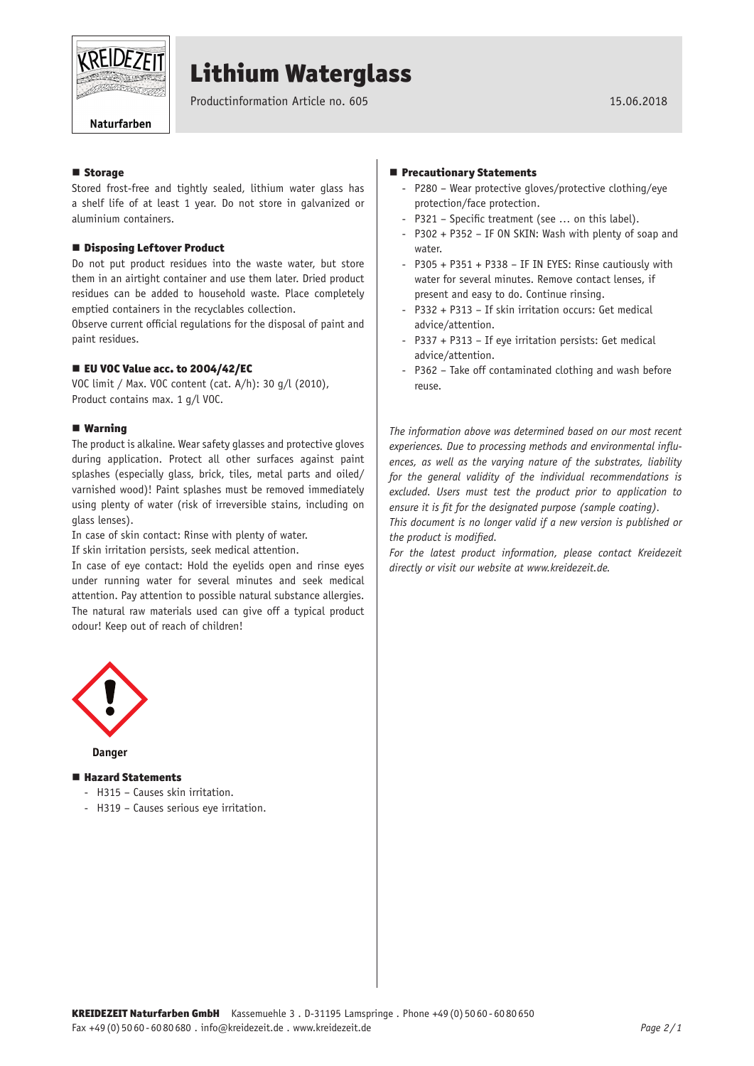# Lithium Waterglass

Productinformation Article no. 605

15.06.2018

## Storage

Stored frost-free and tightly sealed, lithium water glass has a shelf life of at least 1 year. Do not store in galvanized or aluminium containers.

## Disposing Leftover Product

Do not put product residues into the waste water, but store them in an airtight container and use them later. Dried product residues can be added to household waste. Place completely emptied containers in the recyclables collection.

Observe current official regulations for the disposal of paint and paint residues.

## EU VOC Value acc. to 2004/42/EC

VOC limit / Max. VOC content (cat. A/h): 30 g/l (2010),
Product contains max. 1 g/l VOC.

## Warning

The product is alkaline. Wear safety glasses and protective gloves during application. Protect all other surfaces against paint splashes (especially glass, brick, tiles, metal parts and oiled/ varnished wood)! Paint splashes must be removed immediately using plenty of water (risk of irreversible stains, including on glass lenses).

In case of skin contact: Rinse with plenty of water.

If skin irritation persists, seek medical attention.

In case of eye contact: Hold the eyelids open and rinse eyes under running water for several minutes and seek medical attention. Pay attention to possible natural substance allergies. The natural raw materials used can give off a typical product odour! Keep out of reach of children!

**Danger**

## Hazard Statements

- H315 – Causes skin irritation.
- H319 – Causes serious eye irritation.

## Precautionary Statements

- P280 – Wear protective gloves/protective clothing/eye protection/face protection.
- P321 – Specific treatment (see … on this label).
- P302 + P352 – IF ON SKIN: Wash with plenty of soap and water.
- P305 + P351 + P338 – IF IN EYES: Rinse cautiously with water for several minutes. Remove contact lenses, if present and easy to do. Continue rinsing.
- P332 + P313 – If skin irritation occurs: Get medical advice/attention.
- P337 + P313 – If eye irritation persists: Get medical advice/attention.
- P362 – Take off contaminated clothing and wash before reuse.

*The information above was determined based on our most recent experiences. Due to processing methods and environmental influences, as well as the varying nature of the substrates, liability for the general validity of the individual recommendations is excluded. Users must test the product prior to application to ensure it is fit for the designated purpose (sample coating).*
*This document is no longer valid if a new version is published or the product is modified.*
*For the latest product information, please contact Kreidezeit directly or visit our website at www.kreidezeit.de.*

**KREIDEZEIT Naturfarben GmbH** Kassemuehle 3 . D-31195 Lamspringe . Phone +49 (0) 50 60 - 60 80 650
Fax +49 (0) 50 60 - 60 80 680 . info@kreidezeit.de . www.kreidezeit.de